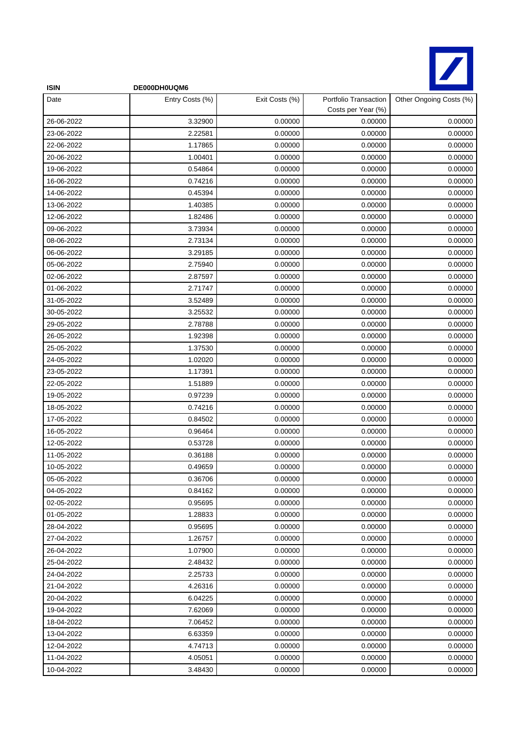**ISIN** **DE000DH0UQM6**

| Date | Entry Costs (%) | Exit Costs (%) | Portfolio Transaction Costs per Year (%) | Other Ongoing Costs (%) |
|---|---|---|---|---|
| 26-06-2022 | 3.32900 | 0.00000 | 0.00000 | 0.00000 |
| 23-06-2022 | 2.22581 | 0.00000 | 0.00000 | 0.00000 |
| 22-06-2022 | 1.17865 | 0.00000 | 0.00000 | 0.00000 |
| 20-06-2022 | 1.00401 | 0.00000 | 0.00000 | 0.00000 |
| 19-06-2022 | 0.54864 | 0.00000 | 0.00000 | 0.00000 |
| 16-06-2022 | 0.74216 | 0.00000 | 0.00000 | 0.00000 |
| 14-06-2022 | 0.45394 | 0.00000 | 0.00000 | 0.00000 |
| 13-06-2022 | 1.40385 | 0.00000 | 0.00000 | 0.00000 |
| 12-06-2022 | 1.82486 | 0.00000 | 0.00000 | 0.00000 |
| 09-06-2022 | 3.73934 | 0.00000 | 0.00000 | 0.00000 |
| 08-06-2022 | 2.73134 | 0.00000 | 0.00000 | 0.00000 |
| 06-06-2022 | 3.29185 | 0.00000 | 0.00000 | 0.00000 |
| 05-06-2022 | 2.75940 | 0.00000 | 0.00000 | 0.00000 |
| 02-06-2022 | 2.87597 | 0.00000 | 0.00000 | 0.00000 |
| 01-06-2022 | 2.71747 | 0.00000 | 0.00000 | 0.00000 |
| 31-05-2022 | 3.52489 | 0.00000 | 0.00000 | 0.00000 |
| 30-05-2022 | 3.25532 | 0.00000 | 0.00000 | 0.00000 |
| 29-05-2022 | 2.78788 | 0.00000 | 0.00000 | 0.00000 |
| 26-05-2022 | 1.92398 | 0.00000 | 0.00000 | 0.00000 |
| 25-05-2022 | 1.37530 | 0.00000 | 0.00000 | 0.00000 |
| 24-05-2022 | 1.02020 | 0.00000 | 0.00000 | 0.00000 |
| 23-05-2022 | 1.17391 | 0.00000 | 0.00000 | 0.00000 |
| 22-05-2022 | 1.51889 | 0.00000 | 0.00000 | 0.00000 |
| 19-05-2022 | 0.97239 | 0.00000 | 0.00000 | 0.00000 |
| 18-05-2022 | 0.74216 | 0.00000 | 0.00000 | 0.00000 |
| 17-05-2022 | 0.84502 | 0.00000 | 0.00000 | 0.00000 |
| 16-05-2022 | 0.96464 | 0.00000 | 0.00000 | 0.00000 |
| 12-05-2022 | 0.53728 | 0.00000 | 0.00000 | 0.00000 |
| 11-05-2022 | 0.36188 | 0.00000 | 0.00000 | 0.00000 |
| 10-05-2022 | 0.49659 | 0.00000 | 0.00000 | 0.00000 |
| 05-05-2022 | 0.36706 | 0.00000 | 0.00000 | 0.00000 |
| 04-05-2022 | 0.84162 | 0.00000 | 0.00000 | 0.00000 |
| 02-05-2022 | 0.95695 | 0.00000 | 0.00000 | 0.00000 |
| 01-05-2022 | 1.28833 | 0.00000 | 0.00000 | 0.00000 |
| 28-04-2022 | 0.95695 | 0.00000 | 0.00000 | 0.00000 |
| 27-04-2022 | 1.26757 | 0.00000 | 0.00000 | 0.00000 |
| 26-04-2022 | 1.07900 | 0.00000 | 0.00000 | 0.00000 |
| 25-04-2022 | 2.48432 | 0.00000 | 0.00000 | 0.00000 |
| 24-04-2022 | 2.25733 | 0.00000 | 0.00000 | 0.00000 |
| 21-04-2022 | 4.26316 | 0.00000 | 0.00000 | 0.00000 |
| 20-04-2022 | 6.04225 | 0.00000 | 0.00000 | 0.00000 |
| 19-04-2022 | 7.62069 | 0.00000 | 0.00000 | 0.00000 |
| 18-04-2022 | 7.06452 | 0.00000 | 0.00000 | 0.00000 |
| 13-04-2022 | 6.63359 | 0.00000 | 0.00000 | 0.00000 |
| 12-04-2022 | 4.74713 | 0.00000 | 0.00000 | 0.00000 |
| 11-04-2022 | 4.05051 | 0.00000 | 0.00000 | 0.00000 |
| 10-04-2022 | 3.48430 | 0.00000 | 0.00000 | 0.00000 |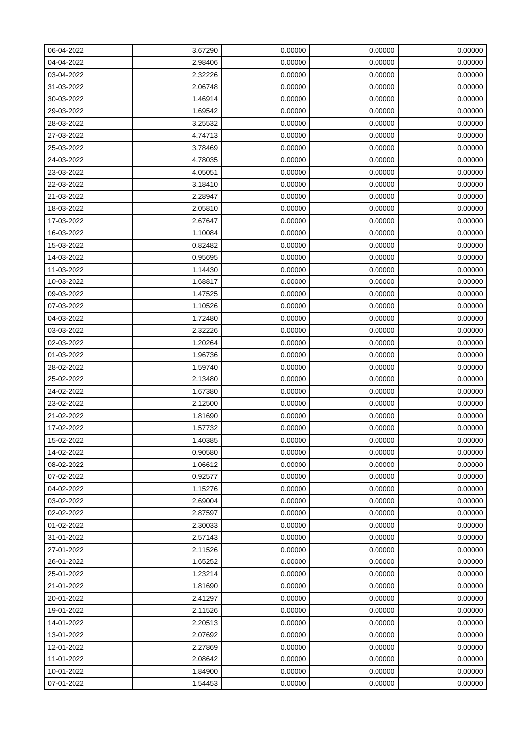| 06-04-2022 | 3.67290 | 0.00000 | 0.00000 | 0.00000 |
|---|---|---|---|---|
| 04-04-2022 | 2.98406 | 0.00000 | 0.00000 | 0.00000 |
| 03-04-2022 | 2.32226 | 0.00000 | 0.00000 | 0.00000 |
| 31-03-2022 | 2.06748 | 0.00000 | 0.00000 | 0.00000 |
| 30-03-2022 | 1.46914 | 0.00000 | 0.00000 | 0.00000 |
| 29-03-2022 | 1.69542 | 0.00000 | 0.00000 | 0.00000 |
| 28-03-2022 | 3.25532 | 0.00000 | 0.00000 | 0.00000 |
| 27-03-2022 | 4.74713 | 0.00000 | 0.00000 | 0.00000 |
| 25-03-2022 | 3.78469 | 0.00000 | 0.00000 | 0.00000 |
| 24-03-2022 | 4.78035 | 0.00000 | 0.00000 | 0.00000 |
| 23-03-2022 | 4.05051 | 0.00000 | 0.00000 | 0.00000 |
| 22-03-2022 | 3.18410 | 0.00000 | 0.00000 | 0.00000 |
| 21-03-2022 | 2.28947 | 0.00000 | 0.00000 | 0.00000 |
| 18-03-2022 | 2.05810 | 0.00000 | 0.00000 | 0.00000 |
| 17-03-2022 | 2.67647 | 0.00000 | 0.00000 | 0.00000 |
| 16-03-2022 | 1.10084 | 0.00000 | 0.00000 | 0.00000 |
| 15-03-2022 | 0.82482 | 0.00000 | 0.00000 | 0.00000 |
| 14-03-2022 | 0.95695 | 0.00000 | 0.00000 | 0.00000 |
| 11-03-2022 | 1.14430 | 0.00000 | 0.00000 | 0.00000 |
| 10-03-2022 | 1.68817 | 0.00000 | 0.00000 | 0.00000 |
| 09-03-2022 | 1.47525 | 0.00000 | 0.00000 | 0.00000 |
| 07-03-2022 | 1.10526 | 0.00000 | 0.00000 | 0.00000 |
| 04-03-2022 | 1.72480 | 0.00000 | 0.00000 | 0.00000 |
| 03-03-2022 | 2.32226 | 0.00000 | 0.00000 | 0.00000 |
| 02-03-2022 | 1.20264 | 0.00000 | 0.00000 | 0.00000 |
| 01-03-2022 | 1.96736 | 0.00000 | 0.00000 | 0.00000 |
| 28-02-2022 | 1.59740 | 0.00000 | 0.00000 | 0.00000 |
| 25-02-2022 | 2.13480 | 0.00000 | 0.00000 | 0.00000 |
| 24-02-2022 | 1.67380 | 0.00000 | 0.00000 | 0.00000 |
| 23-02-2022 | 2.12500 | 0.00000 | 0.00000 | 0.00000 |
| 21-02-2022 | 1.81690 | 0.00000 | 0.00000 | 0.00000 |
| 17-02-2022 | 1.57732 | 0.00000 | 0.00000 | 0.00000 |
| 15-02-2022 | 1.40385 | 0.00000 | 0.00000 | 0.00000 |
| 14-02-2022 | 0.90580 | 0.00000 | 0.00000 | 0.00000 |
| 08-02-2022 | 1.06612 | 0.00000 | 0.00000 | 0.00000 |
| 07-02-2022 | 0.92577 | 0.00000 | 0.00000 | 0.00000 |
| 04-02-2022 | 1.15276 | 0.00000 | 0.00000 | 0.00000 |
| 03-02-2022 | 2.69004 | 0.00000 | 0.00000 | 0.00000 |
| 02-02-2022 | 2.87597 | 0.00000 | 0.00000 | 0.00000 |
| 01-02-2022 | 2.30033 | 0.00000 | 0.00000 | 0.00000 |
| 31-01-2022 | 2.57143 | 0.00000 | 0.00000 | 0.00000 |
| 27-01-2022 | 2.11526 | 0.00000 | 0.00000 | 0.00000 |
| 26-01-2022 | 1.65252 | 0.00000 | 0.00000 | 0.00000 |
| 25-01-2022 | 1.23214 | 0.00000 | 0.00000 | 0.00000 |
| 21-01-2022 | 1.81690 | 0.00000 | 0.00000 | 0.00000 |
| 20-01-2022 | 2.41297 | 0.00000 | 0.00000 | 0.00000 |
| 19-01-2022 | 2.11526 | 0.00000 | 0.00000 | 0.00000 |
| 14-01-2022 | 2.20513 | 0.00000 | 0.00000 | 0.00000 |
| 13-01-2022 | 2.07692 | 0.00000 | 0.00000 | 0.00000 |
| 12-01-2022 | 2.27869 | 0.00000 | 0.00000 | 0.00000 |
| 11-01-2022 | 2.08642 | 0.00000 | 0.00000 | 0.00000 |
| 10-01-2022 | 1.84900 | 0.00000 | 0.00000 | 0.00000 |
| 07-01-2022 | 1.54453 | 0.00000 | 0.00000 | 0.00000 |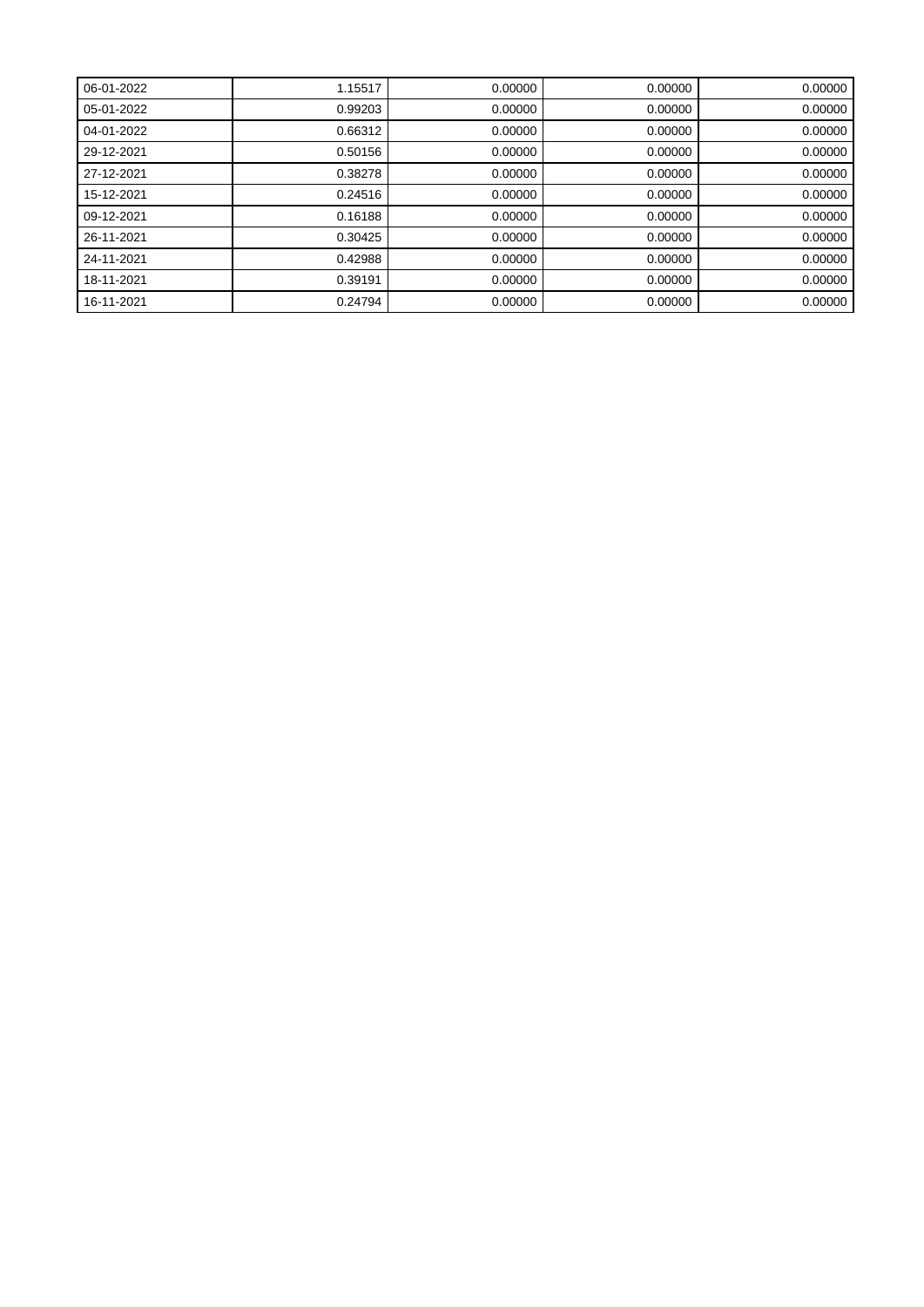| | | | | |
|---|---|---|---|---|
| 06-01-2022 | 1.15517 | 0.00000 | 0.00000 | 0.00000 |
| 05-01-2022 | 0.99203 | 0.00000 | 0.00000 | 0.00000 |
| 04-01-2022 | 0.66312 | 0.00000 | 0.00000 | 0.00000 |
| 29-12-2021 | 0.50156 | 0.00000 | 0.00000 | 0.00000 |
| 27-12-2021 | 0.38278 | 0.00000 | 0.00000 | 0.00000 |
| 15-12-2021 | 0.24516 | 0.00000 | 0.00000 | 0.00000 |
| 09-12-2021 | 0.16188 | 0.00000 | 0.00000 | 0.00000 |
| 26-11-2021 | 0.30425 | 0.00000 | 0.00000 | 0.00000 |
| 24-11-2021 | 0.42988 | 0.00000 | 0.00000 | 0.00000 |
| 18-11-2021 | 0.39191 | 0.00000 | 0.00000 | 0.00000 |
| 16-11-2021 | 0.24794 | 0.00000 | 0.00000 | 0.00000 |